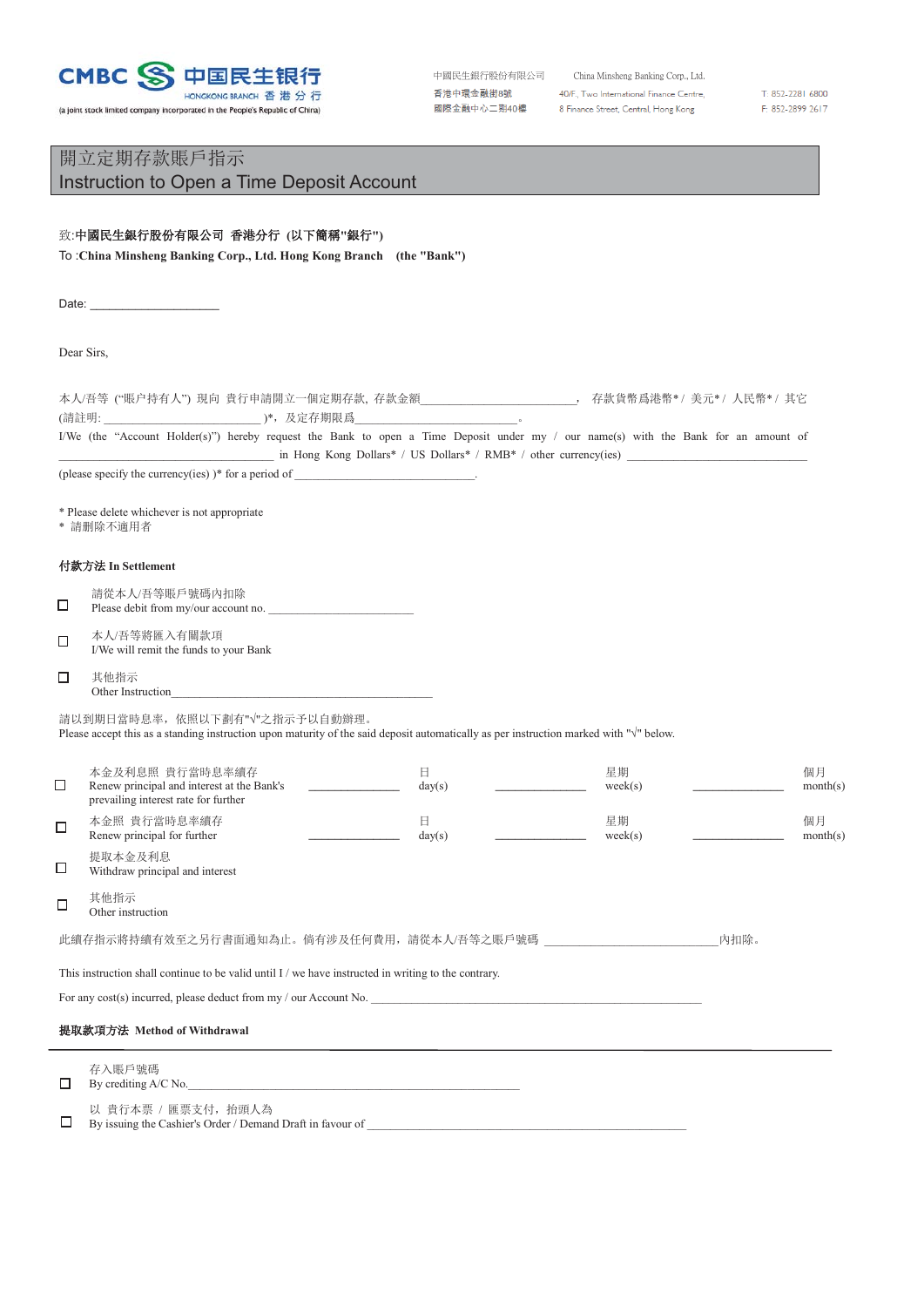CMBC 中国民生银行 HONGKONG BRANCH 香港分行

(a joint stock limited company incorporated in the People's Republic of China)

中國民生銀行股份有限公司
香港中環金融街8號
國際金融中心二期40樓

China Minsheng Banking Corp., Ltd.
40/F., Two International Finance Centre,
8 Finance Street, Central, Hong Kong

T: 852-2281 6800
F: 852-2899 2617

# 開立定期存款賬戶指示
# Instruction to Open a Time Deposit Account

致:**中國民生銀行股份有限公司 香港分行 (以下簡稱"銀行")**

To :**China Minsheng Banking Corp., Ltd. Hong Kong Branch (the "Bank")**

Date: ____________________

Dear Sirs,

本人/吾等 ("賬戶持有人") 現向 貴行申請開立一個定期存款, 存款金額________________________, 存款貨幣爲港幣*/ 美元*/ 人民幣*/ 其它 (請註明: ________________________)*, 及定存期限爲________________________。

I/We (the "Account Holder(s)") hereby request the Bank to open a Time Deposit under my / our name(s) with the Bank for an amount of ________________________ in Hong Kong Dollars* / US Dollars* / RMB* / other currency(ies) ________________________ (please specify the currency(ies) )* for a period of ________________________.

\* Please delete whichever is not appropriate
\* 請刪除不適用者

**付款方法 In Settlement**

☐ 請從本人/吾等賬戶號碼內扣除
Please debit from my/our account no. ____________________

☐ 本人/吾等將匯入有關款項
I/We will remit the funds to your Bank

☐ 其他指示
Other Instruction________________________________________

請以到期日當時息率，依照以下劃有"√"之指示予以自動辦理。
Please accept this as a standing instruction upon maturity of the said deposit automatically as per instruction marked with "√" below.

| | | | | | | |
|---|---|---|---|---|---|---|
| ☐ | 本金及利息照 貴行當時息率續存<br>Renew principal and interest at the Bank's prevailing interest rate for further | ________ 日 day(s) | | ________ 星期 week(s) | | ________ 個月 month(s) |
| ☐ | 本金照 貴行當時息率續存<br>Renew principal for further | ________ 日 day(s) | | ________ 星期 week(s) | | ________ 個月 month(s) |
| ☐ | 提取本金及利息<br>Withdraw principal and interest | | | | | |
| ☐ | 其他指示<br>Other instruction | | | | | |

此續存指示將持續有效至之另行書面通知為止。倘有涉及任何費用，請從本人/吾等之賬戶號碼 ________________________內扣除。

This instruction shall continue to be valid until I / we have instructed in writing to the contrary.

For any cost(s) incurred, please deduct from my / our Account No. ________________________________________

**提取款項方法 Method of Withdrawal**

☐ 存入賬戶號碼
By crediting A/C No.________________________________________

☐ 以 貴行本票 / 匯票支付，抬頭人為
By issuing the Cashier's Order / Demand Draft in favour of ________________________________________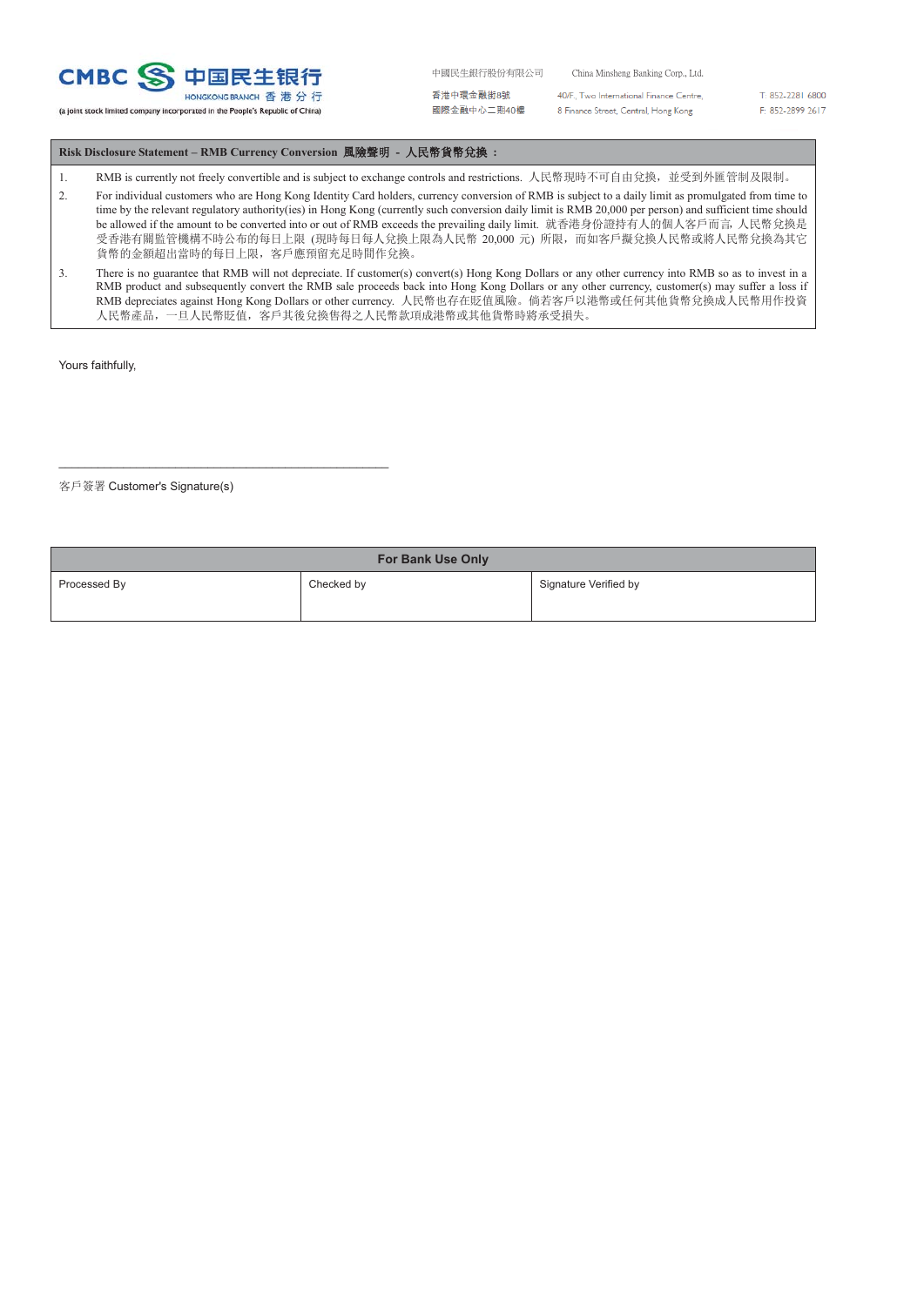CMBC 中国民生银行 HONGKONG BRANCH 香港分行

(a joint stock limited company incorporated in the People's Republic of China)

中國民生銀行股份有限公司 China Minsheng Banking Corp., Ltd.

香港中環金融街8號 國際金融中心二期40樓

40/F., Two International Finance Centre, 8 Finance Street, Central, Hong Kong

T: 852-2281 6800
F: 852-2899 2617

| Risk Disclosure Statement – RMB Currency Conversion 風險聲明 - 人民幣貨幣兌換 : |
|---|
| 1. RMB is currently not freely convertible and is subject to exchange controls and restrictions. 人民幣現時不可自由兌換，並受到外匯管制及限制。 |
| 2. For individual customers who are Hong Kong Identity Card holders, currency conversion of RMB is subject to a daily limit as promulgated from time to time by the relevant regulatory authority(ies) in Hong Kong (currently such conversion daily limit is RMB 20,000 per person) and sufficient time should be allowed if the amount to be converted into or out of RMB exceeds the prevailing daily limit. 就香港身份證持有人的個人客戶而言，人民幣兌換是受香港有關監管機構不時公布的每日上限 (現時每日每人兌換上限為人民幣 20,000 元) 所限，而如客戶擬兌換人民幣或將人民幣兌換為其它貨幣的金額超出當時的每日上限，客戶應預留充足時間作兌換。 |
| 3. There is no guarantee that RMB will not depreciate. If customer(s) convert(s) Hong Kong Dollars or any other currency into RMB so as to invest in a RMB product and subsequently convert the RMB sale proceeds back into Hong Kong Dollars or any other currency, customer(s) may suffer a loss if RMB depreciates against Hong Kong Dollars or other currency. 人民幣也存在貶值風險。倘若客戶以港幣或任何其他貨幣兌換成人民幣用作投資人民幣產品，一旦人民幣貶值，客戶其後兌換售得之人民幣款項成港幣或其他貨幣時將承受損失。 |

Yours faithfully,

_______________________________________________

客戶簽署 Customer's Signature(s)

| For Bank Use Only | | |
|---|---|---|
| Processed By | Checked by | Signature Verified by |